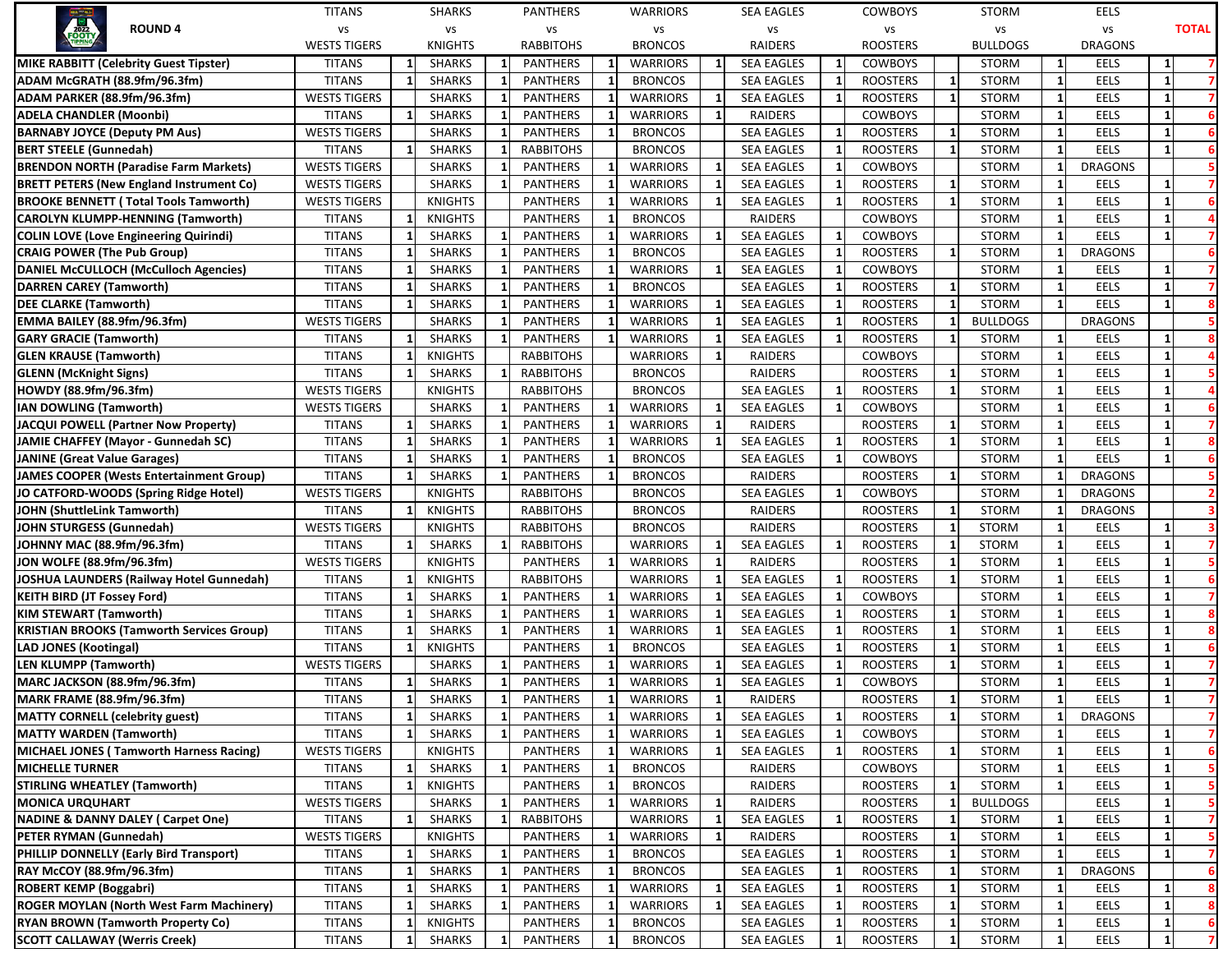| ROUND 4 | TITANS vs WESTS TIGERS | | SHARKS vs KNIGHTS | | PANTHERS vs RABBITOHS | | WARRIORS vs BRONCOS | | SEA EAGLES vs RAIDERS | | COWBOYS vs ROOSTERS | | STORM vs BULLDOGS | | EELS vs DRAGONS | | TOTAL |
|---|---|---|---|---|---|---|---|---|---|---|---|---|---|---|---|---|---|
| MIKE RABBITT (Celebrity Guest Tipster) | TITANS | 1 | SHARKS | 1 | PANTHERS | 1 | WARRIORS | 1 | SEA EAGLES | 1 | COWBOYS | | STORM | 1 | EELS | 1 | 7 |
| ADAM McGRATH (88.9fm/96.3fm) | TITANS | 1 | SHARKS | 1 | PANTHERS | 1 | BRONCOS | | SEA EAGLES | 1 | ROOSTERS | 1 | STORM | 1 | EELS | 1 | 7 |
| ADAM PARKER (88.9fm/96.3fm) | WESTS TIGERS | | SHARKS | 1 | PANTHERS | 1 | WARRIORS | 1 | SEA EAGLES | 1 | ROOSTERS | 1 | STORM | 1 | EELS | 1 | 7 |
| ADELA CHANDLER (Moonbi) | TITANS | 1 | SHARKS | 1 | PANTHERS | 1 | WARRIORS | 1 | RAIDERS | | COWBOYS | | STORM | 1 | EELS | 1 | 6 |
| BARNABY JOYCE (Deputy PM Aus) | WESTS TIGERS | | SHARKS | 1 | PANTHERS | 1 | BRONCOS | | SEA EAGLES | 1 | ROOSTERS | 1 | STORM | 1 | EELS | 1 | 6 |
| BERT STEELE (Gunnedah) | TITANS | 1 | SHARKS | 1 | RABBITOHS | | BRONCOS | | SEA EAGLES | 1 | ROOSTERS | 1 | STORM | 1 | EELS | 1 | 6 |
| BRENDON NORTH (Paradise Farm Markets) | WESTS TIGERS | | SHARKS | 1 | PANTHERS | 1 | WARRIORS | 1 | SEA EAGLES | 1 | COWBOYS | | STORM | 1 | DRAGONS | | 5 |
| BRETT PETERS (New England Instrument Co) | WESTS TIGERS | | SHARKS | 1 | PANTHERS | 1 | WARRIORS | 1 | SEA EAGLES | 1 | ROOSTERS | 1 | STORM | 1 | EELS | 1 | 7 |
| BROOKE BENNETT ( Total Tools Tamworth) | WESTS TIGERS | | KNIGHTS | | PANTHERS | 1 | WARRIORS | 1 | SEA EAGLES | 1 | ROOSTERS | 1 | STORM | 1 | EELS | 1 | 6 |
| CAROLYN KLUMPP-HENNING (Tamworth) | TITANS | 1 | KNIGHTS | | PANTHERS | 1 | BRONCOS | | RAIDERS | | COWBOYS | | STORM | 1 | EELS | 1 | 4 |
| COLIN LOVE (Love Engineering Quirindi) | TITANS | 1 | SHARKS | 1 | PANTHERS | 1 | WARRIORS | 1 | SEA EAGLES | 1 | COWBOYS | | STORM | 1 | EELS | 1 | 7 |
| CRAIG POWER (The Pub Group) | TITANS | 1 | SHARKS | 1 | PANTHERS | 1 | BRONCOS | | SEA EAGLES | 1 | ROOSTERS | 1 | STORM | 1 | DRAGONS | | 6 |
| DANIEL McCULLOCH (McCulloch Agencies) | TITANS | 1 | SHARKS | 1 | PANTHERS | 1 | WARRIORS | 1 | SEA EAGLES | 1 | COWBOYS | | STORM | 1 | EELS | 1 | 7 |
| DARREN CAREY (Tamworth) | TITANS | 1 | SHARKS | 1 | PANTHERS | 1 | BRONCOS | | SEA EAGLES | 1 | ROOSTERS | 1 | STORM | 1 | EELS | 1 | 7 |
| DEE CLARKE (Tamworth) | TITANS | 1 | SHARKS | 1 | PANTHERS | 1 | WARRIORS | 1 | SEA EAGLES | 1 | ROOSTERS | 1 | STORM | 1 | EELS | 1 | 8 |
| EMMA BAILEY (88.9fm/96.3fm) | WESTS TIGERS | | SHARKS | 1 | PANTHERS | 1 | WARRIORS | 1 | SEA EAGLES | 1 | ROOSTERS | 1 | BULLDOGS | | DRAGONS | | 5 |
| GARY GRACIE (Tamworth) | TITANS | 1 | SHARKS | 1 | PANTHERS | 1 | WARRIORS | 1 | SEA EAGLES | 1 | ROOSTERS | 1 | STORM | 1 | EELS | 1 | 8 |
| GLEN KRAUSE (Tamworth) | TITANS | 1 | KNIGHTS | | RABBITOHS | | WARRIORS | 1 | RAIDERS | | COWBOYS | | STORM | 1 | EELS | 1 | 4 |
| GLENN (McKnight Signs) | TITANS | 1 | SHARKS | 1 | RABBITOHS | | BRONCOS | | RAIDERS | | ROOSTERS | 1 | STORM | 1 | EELS | 1 | 5 |
| HOWDY (88.9fm/96.3fm) | WESTS TIGERS | | KNIGHTS | | RABBITOHS | | BRONCOS | | SEA EAGLES | 1 | ROOSTERS | 1 | STORM | 1 | EELS | 1 | 4 |
| IAN DOWLING (Tamworth) | WESTS TIGERS | | SHARKS | 1 | PANTHERS | 1 | WARRIORS | 1 | SEA EAGLES | 1 | COWBOYS | | STORM | 1 | EELS | 1 | 6 |
| JACQUI POWELL (Partner Now Property) | TITANS | 1 | SHARKS | 1 | PANTHERS | 1 | WARRIORS | 1 | RAIDERS | | ROOSTERS | 1 | STORM | 1 | EELS | 1 | 7 |
| JAMIE CHAFFEY (Mayor - Gunnedah SC) | TITANS | 1 | SHARKS | 1 | PANTHERS | 1 | WARRIORS | 1 | SEA EAGLES | 1 | ROOSTERS | 1 | STORM | 1 | EELS | 1 | 8 |
| JANINE (Great Value Garages) | TITANS | 1 | SHARKS | 1 | PANTHERS | 1 | BRONCOS | | SEA EAGLES | 1 | COWBOYS | | STORM | 1 | EELS | 1 | 6 |
| JAMES COOPER (Wests Entertainment Group) | TITANS | 1 | SHARKS | 1 | PANTHERS | 1 | BRONCOS | | RAIDERS | | ROOSTERS | 1 | STORM | 1 | DRAGONS | | 5 |
| JO CATFORD-WOODS (Spring Ridge Hotel) | WESTS TIGERS | | KNIGHTS | | RABBITOHS | | BRONCOS | | SEA EAGLES | 1 | COWBOYS | | STORM | 1 | DRAGONS | | 2 |
| JOHN (ShuttleLink Tamworth) | TITANS | 1 | KNIGHTS | | RABBITOHS | | BRONCOS | | RAIDERS | | ROOSTERS | 1 | STORM | 1 | DRAGONS | | 3 |
| JOHN STURGESS (Gunnedah) | WESTS TIGERS | | KNIGHTS | | RABBITOHS | | BRONCOS | | RAIDERS | | ROOSTERS | 1 | STORM | 1 | EELS | 1 | 3 |
| JOHNNY MAC (88.9fm/96.3fm) | TITANS | 1 | SHARKS | 1 | RABBITOHS | | WARRIORS | 1 | SEA EAGLES | 1 | ROOSTERS | 1 | STORM | 1 | EELS | 1 | 7 |
| JON WOLFE (88.9fm/96.3fm) | WESTS TIGERS | | KNIGHTS | | PANTHERS | 1 | WARRIORS | 1 | RAIDERS | | ROOSTERS | 1 | STORM | 1 | EELS | 1 | 5 |
| JOSHUA LAUNDERS (Railway Hotel Gunnedah) | TITANS | 1 | KNIGHTS | | RABBITOHS | | WARRIORS | 1 | SEA EAGLES | 1 | ROOSTERS | 1 | STORM | 1 | EELS | 1 | 6 |
| KEITH BIRD (JT Fossey Ford) | TITANS | 1 | SHARKS | 1 | PANTHERS | 1 | WARRIORS | 1 | SEA EAGLES | 1 | COWBOYS | | STORM | 1 | EELS | 1 | 7 |
| KIM STEWART (Tamworth) | TITANS | 1 | SHARKS | 1 | PANTHERS | 1 | WARRIORS | 1 | SEA EAGLES | 1 | ROOSTERS | 1 | STORM | 1 | EELS | 1 | 8 |
| KRISTIAN BROOKS (Tamworth Services Group) | TITANS | 1 | SHARKS | 1 | PANTHERS | 1 | WARRIORS | 1 | SEA EAGLES | 1 | ROOSTERS | 1 | STORM | 1 | EELS | 1 | 8 |
| LAD JONES (Kootingal) | TITANS | 1 | KNIGHTS | | PANTHERS | 1 | BRONCOS | | SEA EAGLES | 1 | ROOSTERS | 1 | STORM | 1 | EELS | 1 | 6 |
| LEN KLUMPP (Tamworth) | WESTS TIGERS | | SHARKS | 1 | PANTHERS | 1 | WARRIORS | 1 | SEA EAGLES | 1 | ROOSTERS | 1 | STORM | 1 | EELS | 1 | 7 |
| MARC JACKSON (88.9fm/96.3fm) | TITANS | 1 | SHARKS | 1 | PANTHERS | 1 | WARRIORS | 1 | SEA EAGLES | 1 | COWBOYS | | STORM | 1 | EELS | 1 | 7 |
| MARK FRAME (88.9fm/96.3fm) | TITANS | 1 | SHARKS | 1 | PANTHERS | 1 | WARRIORS | 1 | RAIDERS | | ROOSTERS | 1 | STORM | 1 | EELS | 1 | 7 |
| MATTY CORNELL (celebrity guest) | TITANS | 1 | SHARKS | 1 | PANTHERS | 1 | WARRIORS | 1 | SEA EAGLES | 1 | ROOSTERS | 1 | STORM | 1 | DRAGONS | | 7 |
| MATTY WARDEN (Tamworth) | TITANS | 1 | SHARKS | 1 | PANTHERS | 1 | WARRIORS | 1 | SEA EAGLES | 1 | COWBOYS | | STORM | 1 | EELS | 1 | 7 |
| MICHAEL JONES ( Tamworth Harness Racing) | WESTS TIGERS | | KNIGHTS | | PANTHERS | 1 | WARRIORS | 1 | SEA EAGLES | 1 | ROOSTERS | 1 | STORM | 1 | EELS | 1 | 6 |
| MICHELLE TURNER | TITANS | 1 | SHARKS | 1 | PANTHERS | 1 | BRONCOS | | RAIDERS | | COWBOYS | | STORM | 1 | EELS | 1 | 5 |
| STIRLING WHEATLEY (Tamworth) | TITANS | 1 | KNIGHTS | | PANTHERS | 1 | BRONCOS | | RAIDERS | | ROOSTERS | 1 | STORM | 1 | EELS | 1 | 5 |
| MONICA URQUHART | WESTS TIGERS | | SHARKS | 1 | PANTHERS | 1 | WARRIORS | 1 | RAIDERS | | ROOSTERS | 1 | BULLDOGS | | EELS | 1 | 5 |
| NADINE & DANNY DALEY ( Carpet One) | TITANS | 1 | SHARKS | 1 | RABBITOHS | | WARRIORS | 1 | SEA EAGLES | 1 | ROOSTERS | 1 | STORM | 1 | EELS | 1 | 7 |
| PETER RYMAN (Gunnedah) | WESTS TIGERS | | KNIGHTS | | PANTHERS | 1 | WARRIORS | 1 | RAIDERS | | ROOSTERS | 1 | STORM | 1 | EELS | 1 | 5 |
| PHILLIP DONNELLY (Early Bird Transport) | TITANS | 1 | SHARKS | 1 | PANTHERS | 1 | BRONCOS | | SEA EAGLES | 1 | ROOSTERS | 1 | STORM | 1 | EELS | 1 | 7 |
| RAY McCOY (88.9fm/96.3fm) | TITANS | 1 | SHARKS | 1 | PANTHERS | 1 | BRONCOS | | SEA EAGLES | 1 | ROOSTERS | 1 | STORM | 1 | DRAGONS | | 6 |
| ROBERT KEMP (Boggabri) | TITANS | 1 | SHARKS | 1 | PANTHERS | 1 | WARRIORS | 1 | SEA EAGLES | 1 | ROOSTERS | 1 | STORM | 1 | EELS | 1 | 8 |
| ROGER MOYLAN (North West Farm Machinery) | TITANS | 1 | SHARKS | 1 | PANTHERS | 1 | WARRIORS | 1 | SEA EAGLES | 1 | ROOSTERS | 1 | STORM | 1 | EELS | 1 | 8 |
| RYAN BROWN (Tamworth Property Co) | TITANS | 1 | KNIGHTS | | PANTHERS | 1 | BRONCOS | | SEA EAGLES | 1 | ROOSTERS | 1 | STORM | 1 | EELS | 1 | 6 |
| SCOTT CALLAWAY (Werris Creek) | TITANS | 1 | SHARKS | 1 | PANTHERS | 1 | BRONCOS | | SEA EAGLES | 1 | ROOSTERS | 1 | STORM | 1 | EELS | 1 | 7 |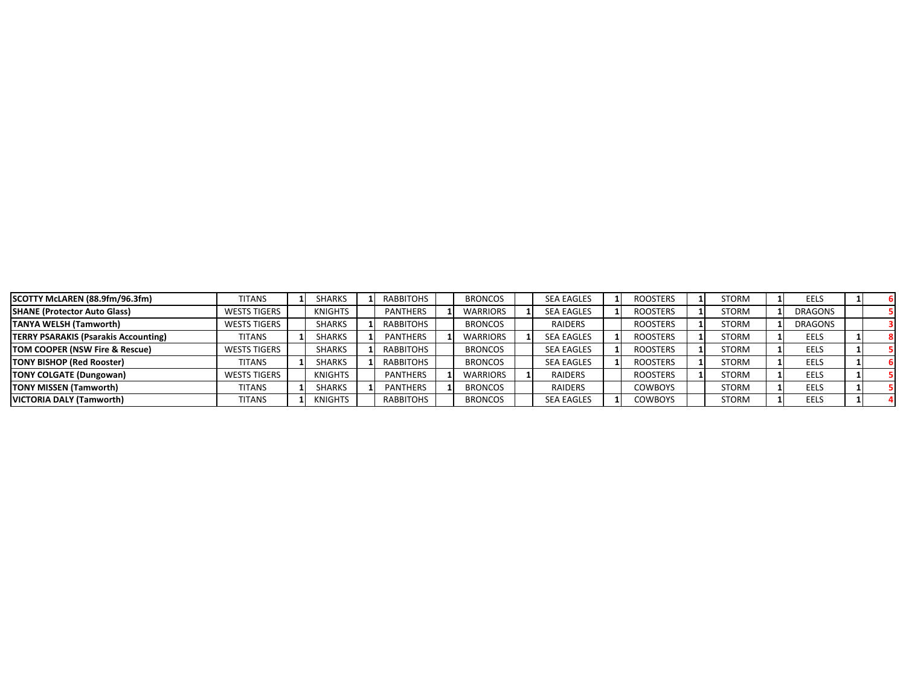| | | | | | | | | | | | | | | | | | | |
|---|---|---|---|---|---|---|---|---|---|---|---|---|---|---|---|---|---|---|
| **SCOTTY McLAREN (88.9fm/96.3fm)** | TITANS | 1 | SHARKS | 1 | RABBITOHS | | BRONCOS | | SEA EAGLES | 1 | ROOSTERS | 1 | STORM | 1 | EELS | 1 | 6 |
| **SHANE (Protector Auto Glass)** | WESTS TIGERS | | KNIGHTS | | PANTHERS | 1 | WARRIORS | 1 | SEA EAGLES | 1 | ROOSTERS | 1 | STORM | 1 | DRAGONS | | 5 |
| **TANYA WELSH (Tamworth)** | WESTS TIGERS | | SHARKS | 1 | RABBITOHS | | BRONCOS | | RAIDERS | | ROOSTERS | 1 | STORM | 1 | DRAGONS | | 3 |
| **TERRY PSARAKIS (Psarakis Accounting)** | TITANS | 1 | SHARKS | 1 | PANTHERS | 1 | WARRIORS | 1 | SEA EAGLES | 1 | ROOSTERS | 1 | STORM | 1 | EELS | 1 | 8 |
| **TOM COOPER (NSW Fire & Rescue)** | WESTS TIGERS | | SHARKS | 1 | RABBITOHS | | BRONCOS | | SEA EAGLES | 1 | ROOSTERS | 1 | STORM | 1 | EELS | 1 | 5 |
| **TONY BISHOP (Red Rooster)** | TITANS | 1 | SHARKS | 1 | RABBITOHS | | BRONCOS | | SEA EAGLES | 1 | ROOSTERS | 1 | STORM | 1 | EELS | 1 | 6 |
| **TONY COLGATE (Dungowan)** | WESTS TIGERS | | KNIGHTS | | PANTHERS | 1 | WARRIORS | 1 | RAIDERS | | ROOSTERS | 1 | STORM | 1 | EELS | 1 | 5 |
| **TONY MISSEN (Tamworth)** | TITANS | 1 | SHARKS | 1 | PANTHERS | 1 | BRONCOS | | RAIDERS | | COWBOYS | | STORM | 1 | EELS | 1 | 5 |
| **VICTORIA DALY (Tamworth)** | TITANS | 1 | KNIGHTS | | RABBITOHS | | BRONCOS | | SEA EAGLES | 1 | COWBOYS | | STORM | 1 | EELS | 1 | 4 |